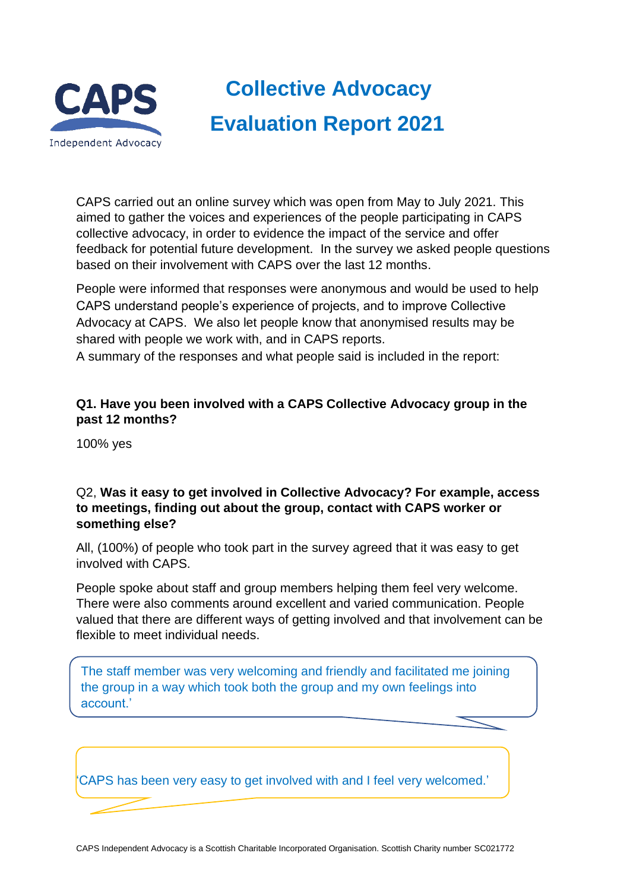CAPS

Independent Advocacy

# Collective Advocacy Evaluation Report 2021

CAPS carried out an online survey which was open from May to July 2021. This aimed to gather the voices and experiences of the people participating in CAPS collective advocacy, in order to evidence the impact of the service and offer feedback for potential future development. In the survey we asked people questions based on their involvement with CAPS over the last 12 months.

People were informed that responses were anonymous and would be used to help CAPS understand people's experience of projects, and to improve Collective Advocacy at CAPS. We also let people know that anonymised results may be shared with people we work with, and in CAPS reports.

A summary of the responses and what people said is included in the report:

**Q1. Have you been involved with a CAPS Collective Advocacy group in the past 12 months?**

100% yes

Q2, **Was it easy to get involved in Collective Advocacy? For example, access to meetings, finding out about the group, contact with CAPS worker or something else?**

All, (100%) of people who took part in the survey agreed that it was easy to get involved with CAPS.

People spoke about staff and group members helping them feel very welcome. There were also comments around excellent and varied communication. People valued that there are different ways of getting involved and that involvement can be flexible to meet individual needs.

> The staff member was very welcoming and friendly and facilitated me joining the group in a way which took both the group and my own feelings into account.'

> 'CAPS has been very easy to get involved with and I feel very welcomed.'

CAPS Independent Advocacy is a Scottish Charitable Incorporated Organisation. Scottish Charity number SC021772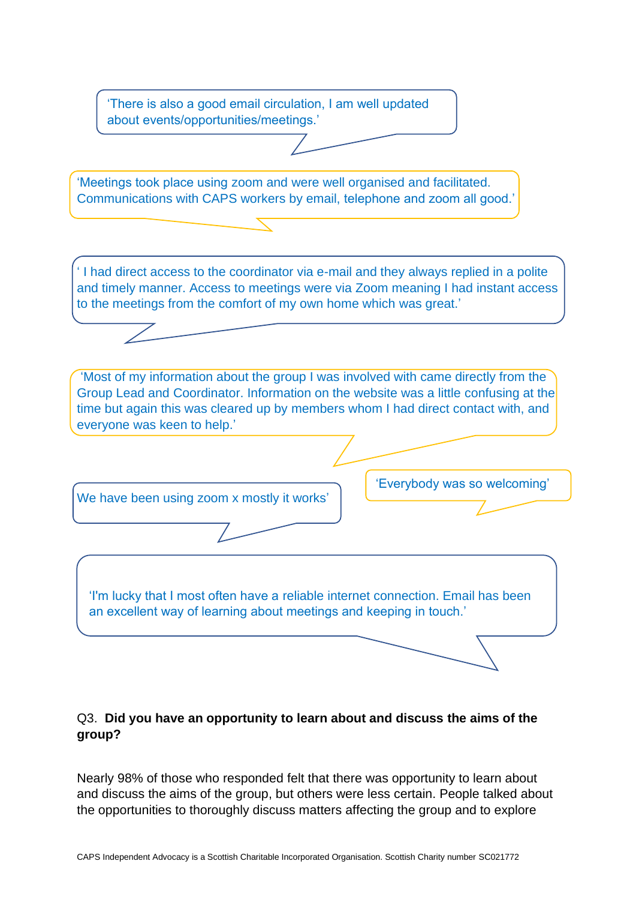'There is also a good email circulation, I am well updated about events/opportunities/meetings.'

'Meetings took place using zoom and were well organised and facilitated. Communications with CAPS workers by email, telephone and zoom all good.'

' I had direct access to the coordinator via e-mail and they always replied in a polite and timely manner. Access to meetings were via Zoom meaning I had instant access to the meetings from the comfort of my own home which was great.'

'Most of my information about the group I was involved with came directly from the Group Lead and Coordinator. Information on the website was a little confusing at the time but again this was cleared up by members whom I had direct contact with, and everyone was keen to help.'

We have been using zoom x mostly it works'

'Everybody was so welcoming'

'I'm lucky that I most often have a reliable internet connection. Email has been an excellent way of learning about meetings and keeping in touch.'

Q3. **Did you have an opportunity to learn about and discuss the aims of the group?**

Nearly 98% of those who responded felt that there was opportunity to learn about and discuss the aims of the group, but others were less certain. People talked about the opportunities to thoroughly discuss matters affecting the group and to explore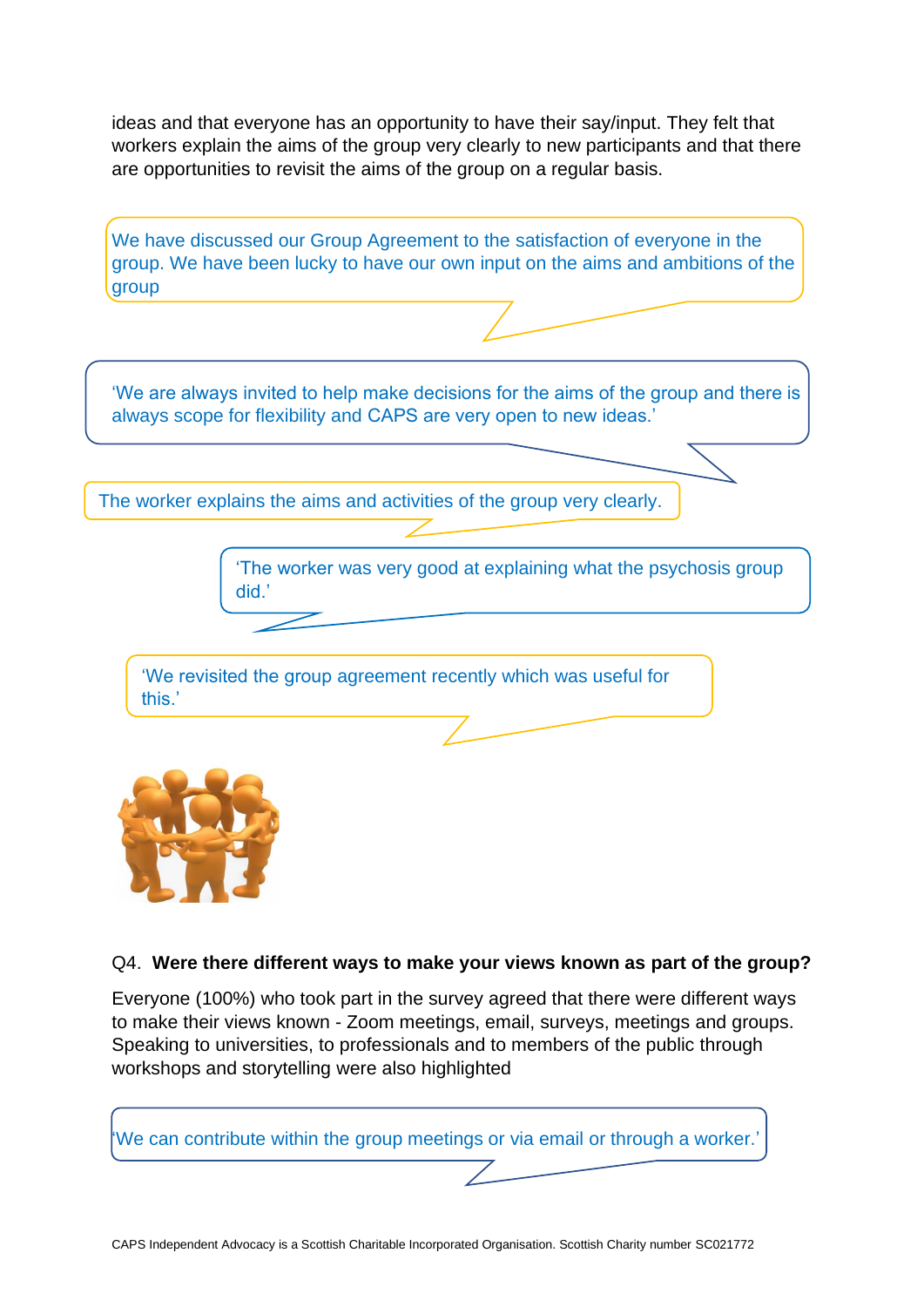ideas and that everyone has an opportunity to have their say/input. They felt that workers explain the aims of the group very clearly to new participants and that there are opportunities to revisit the aims of the group on a regular basis.

We have discussed our Group Agreement to the satisfaction of everyone in the group. We have been lucky to have our own input on the aims and ambitions of the group

'We are always invited to help make decisions for the aims of the group and there is always scope for flexibility and CAPS are very open to new ideas.'

The worker explains the aims and activities of the group very clearly.

'The worker was very good at explaining what the psychosis group did.'

'We revisited the group agreement recently which was useful for this.'

Q4. **Were there different ways to make your views known as part of the group?**

Everyone (100%) who took part in the survey agreed that there were different ways to make their views known - Zoom meetings, email, surveys, meetings and groups. Speaking to universities, to professionals and to members of the public through workshops and storytelling were also highlighted

'We can contribute within the group meetings or via email or through a worker.'

CAPS Independent Advocacy is a Scottish Charitable Incorporated Organisation. Scottish Charity number SC021772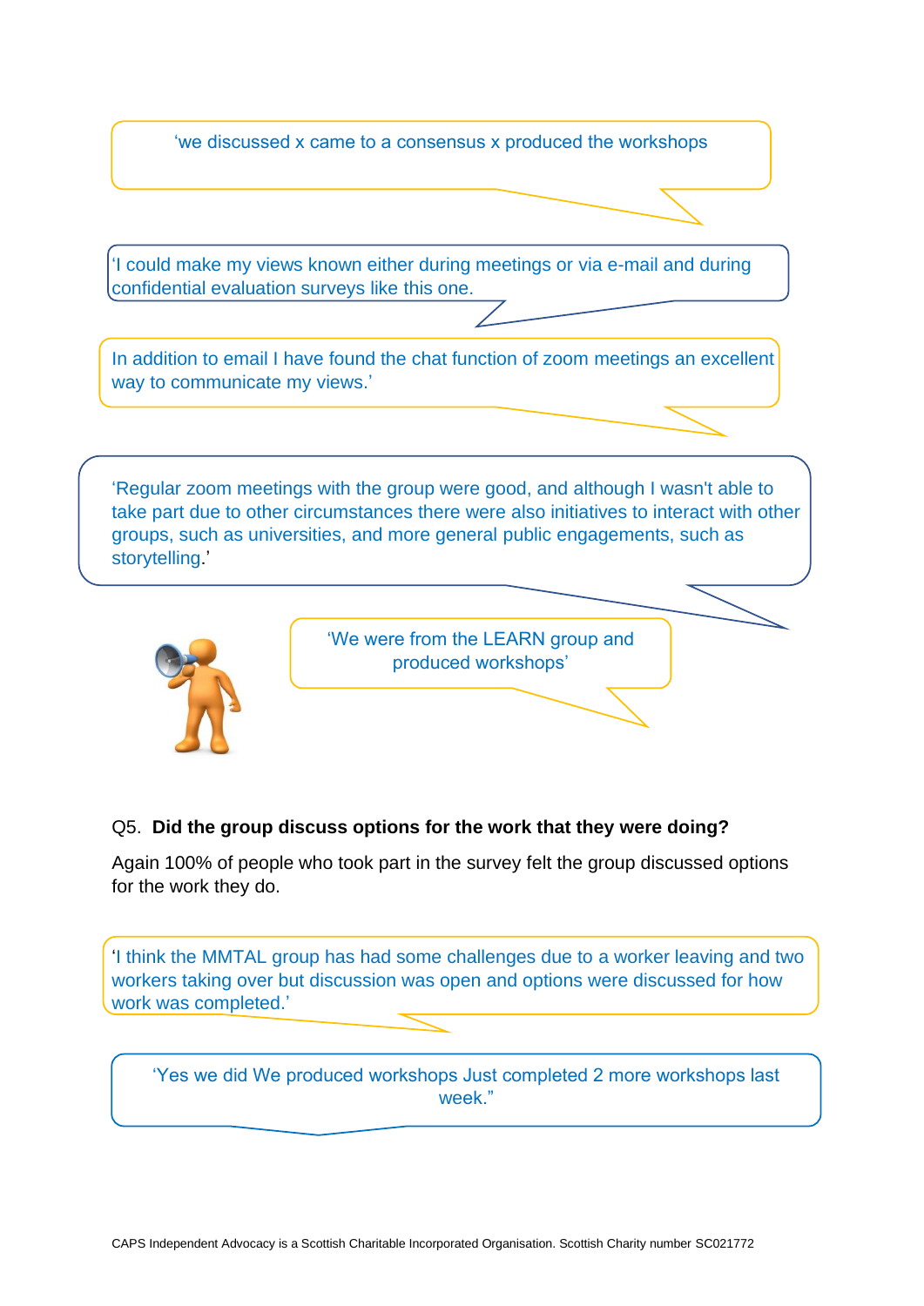'we discussed x came to a consensus x produced the workshops

'I could make my views known either during meetings or via e-mail and during confidential evaluation surveys like this one.

In addition to email I have found the chat function of zoom meetings an excellent way to communicate my views.'

'Regular zoom meetings with the group were good, and although I wasn't able to take part due to other circumstances there were also initiatives to interact with other groups, such as universities, and more general public engagements, such as storytelling.'

'We were from the LEARN group and produced workshops'

Q5. **Did the group discuss options for the work that they were doing?**

Again 100% of people who took part in the survey felt the group discussed options for the work they do.

'I think the MMTAL group has had some challenges due to a worker leaving and two workers taking over but discussion was open and options were discussed for how work was completed.'

'Yes we did We produced workshops Just completed 2 more workshops last week."

CAPS Independent Advocacy is a Scottish Charitable Incorporated Organisation. Scottish Charity number SC021772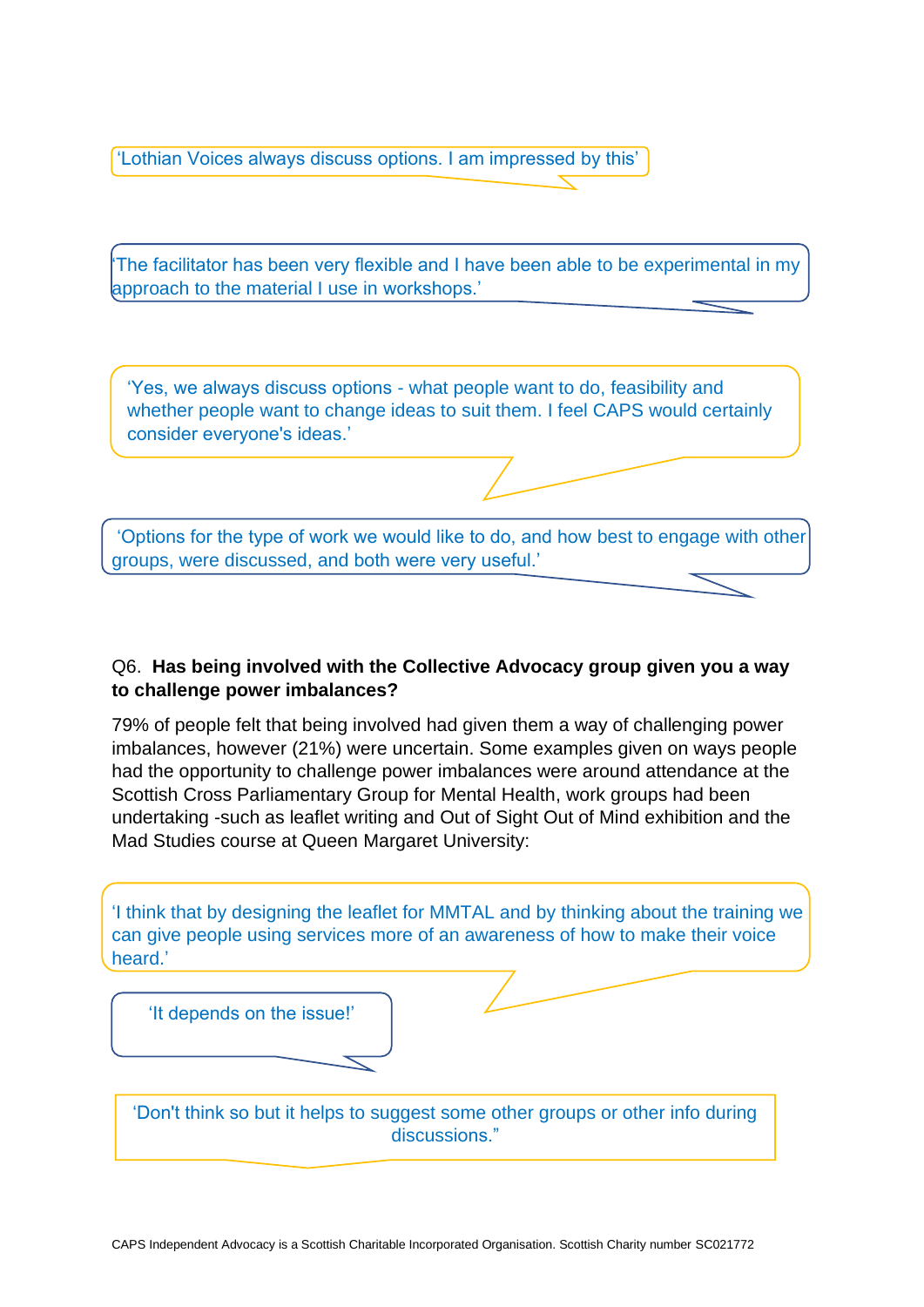'Lothian Voices always discuss options. I am impressed by this'

'The facilitator has been very flexible and I have been able to be experimental in my approach to the material I use in workshops.'

'Yes, we always discuss options - what people want to do, feasibility and whether people want to change ideas to suit them. I feel CAPS would certainly consider everyone's ideas.'

'Options for the type of work we would like to do, and how best to engage with other groups, were discussed, and both were very useful.'

Q6. **Has being involved with the Collective Advocacy group given you a way to challenge power imbalances?**

79% of people felt that being involved had given them a way of challenging power imbalances, however (21%) were uncertain. Some examples given on ways people had the opportunity to challenge power imbalances were around attendance at the Scottish Cross Parliamentary Group for Mental Health, work groups had been undertaking -such as leaflet writing and Out of Sight Out of Mind exhibition and the Mad Studies course at Queen Margaret University:

'I think that by designing the leaflet for MMTAL and by thinking about the training we can give people using services more of an awareness of how to make their voice heard.'

'It depends on the issue!'

'Don't think so but it helps to suggest some other groups or other info during discussions."

CAPS Independent Advocacy is a Scottish Charitable Incorporated Organisation. Scottish Charity number SC021772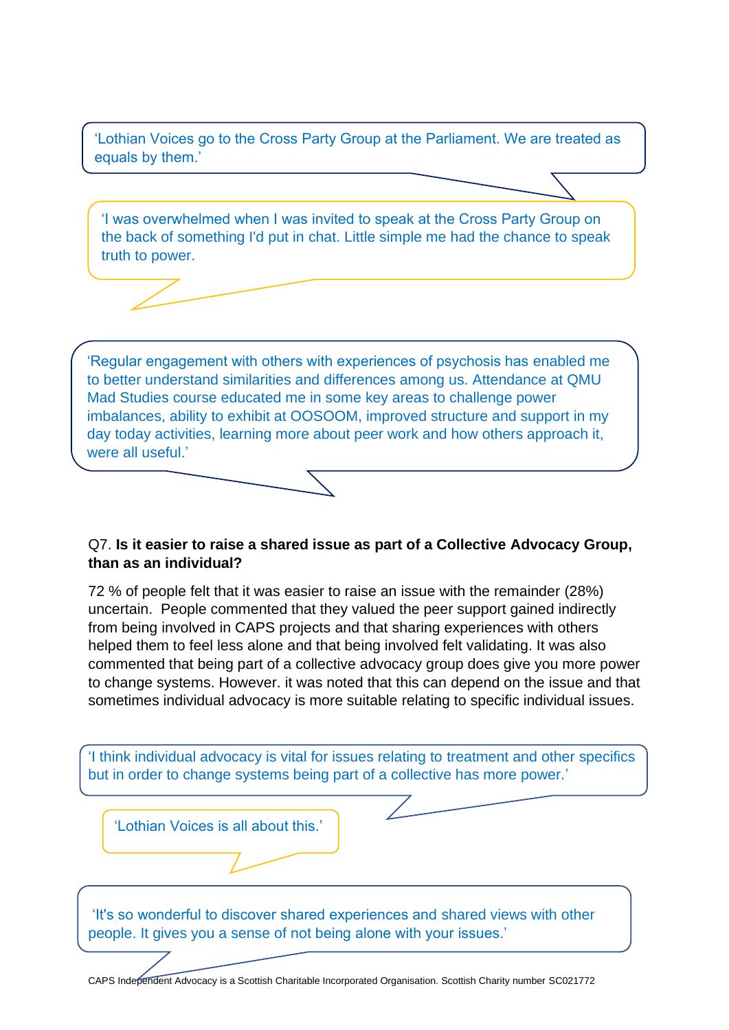'Lothian Voices go to the Cross Party Group at the Parliament. We are treated as equals by them.'

'I was overwhelmed when I was invited to speak at the Cross Party Group on the back of something I'd put in chat. Little simple me had the chance to speak truth to power.

'Regular engagement with others with experiences of psychosis has enabled me to better understand similarities and differences among us. Attendance at QMU Mad Studies course educated me in some key areas to challenge power imbalances, ability to exhibit at OOSOOM, improved structure and support in my day today activities, learning more about peer work and how others approach it, were all useful.'

Q7. **Is it easier to raise a shared issue as part of a Collective Advocacy Group, than as an individual?**

72 % of people felt that it was easier to raise an issue with the remainder (28%) uncertain. People commented that they valued the peer support gained indirectly from being involved in CAPS projects and that sharing experiences with others helped them to feel less alone and that being involved felt validating. It was also commented that being part of a collective advocacy group does give you more power to change systems. However. it was noted that this can depend on the issue and that sometimes individual advocacy is more suitable relating to specific individual issues.

'I think individual advocacy is vital for issues relating to treatment and other specifics but in order to change systems being part of a collective has more power.'

'Lothian Voices is all about this.'

'It's so wonderful to discover shared experiences and shared views with other people. It gives you a sense of not being alone with your issues.'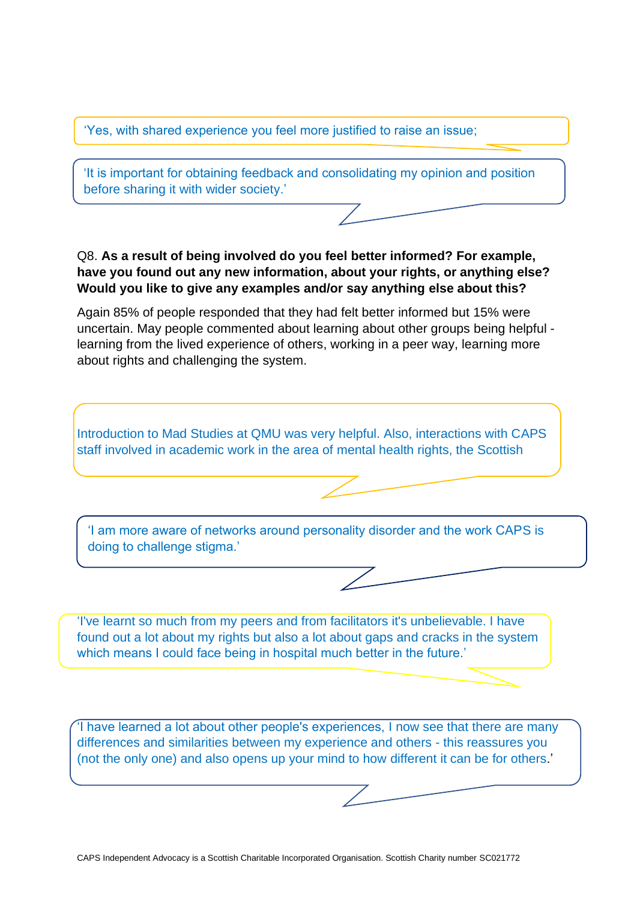'Yes, with shared experience you feel more justified to raise an issue;

'It is important for obtaining feedback and consolidating my opinion and position before sharing it with wider society.'

Q8. **As a result of being involved do you feel better informed? For example, have you found out any new information, about your rights, or anything else? Would you like to give any examples and/or say anything else about this?**

Again 85% of people responded that they had felt better informed but 15% were uncertain. May people commented about learning about other groups being helpful - learning from the lived experience of others, working in a peer way, learning more about rights and challenging the system.

Introduction to Mad Studies at QMU was very helpful. Also, interactions with CAPS staff involved in academic work in the area of mental health rights, the Scottish

'I am more aware of networks around personality disorder and the work CAPS is doing to challenge stigma.'

'I've learnt so much from my peers and from facilitators it's unbelievable. I have found out a lot about my rights but also a lot about gaps and cracks in the system which means I could face being in hospital much better in the future.'

'I have learned a lot about other people's experiences, I now see that there are many differences and similarities between my experience and others - this reassures you (not the only one) and also opens up your mind to how different it can be for others.'

CAPS Independent Advocacy is a Scottish Charitable Incorporated Organisation. Scottish Charity number SC021772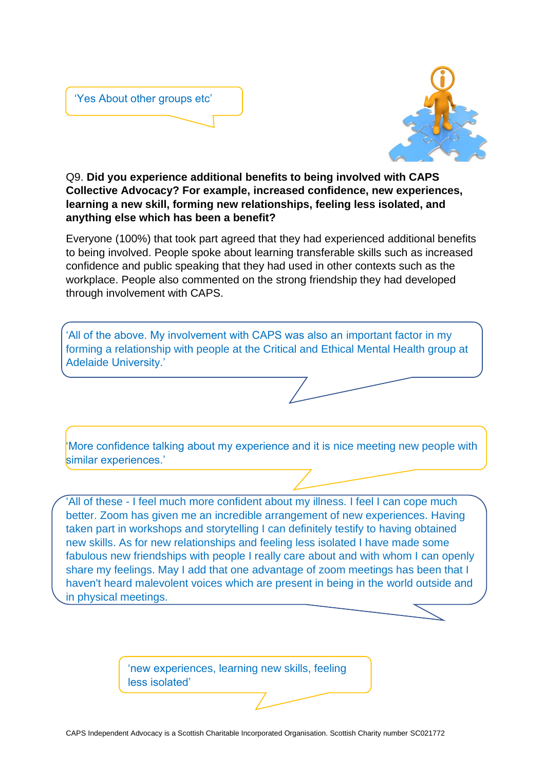'Yes About other groups etc'

Q9. **Did you experience additional benefits to being involved with CAPS Collective Advocacy? For example, increased confidence, new experiences, learning a new skill, forming new relationships, feeling less isolated, and anything else which has been a benefit?**

Everyone (100%) that took part agreed that they had experienced additional benefits to being involved. People spoke about learning transferable skills such as increased confidence and public speaking that they had used in other contexts such as the workplace. People also commented on the strong friendship they had developed through involvement with CAPS.

'All of the above. My involvement with CAPS was also an important factor in my forming a relationship with people at the Critical and Ethical Mental Health group at Adelaide University.'

'More confidence talking about my experience and it is nice meeting new people with similar experiences.'

'All of these - I feel much more confident about my illness. I feel I can cope much better. Zoom has given me an incredible arrangement of new experiences. Having taken part in workshops and storytelling I can definitely testify to having obtained new skills. As for new relationships and feeling less isolated I have made some fabulous new friendships with people I really care about and with whom I can openly share my feelings. May I add that one advantage of zoom meetings has been that I haven't heard malevolent voices which are present in being in the world outside and in physical meetings.

'new experiences, learning new skills, feeling less isolated'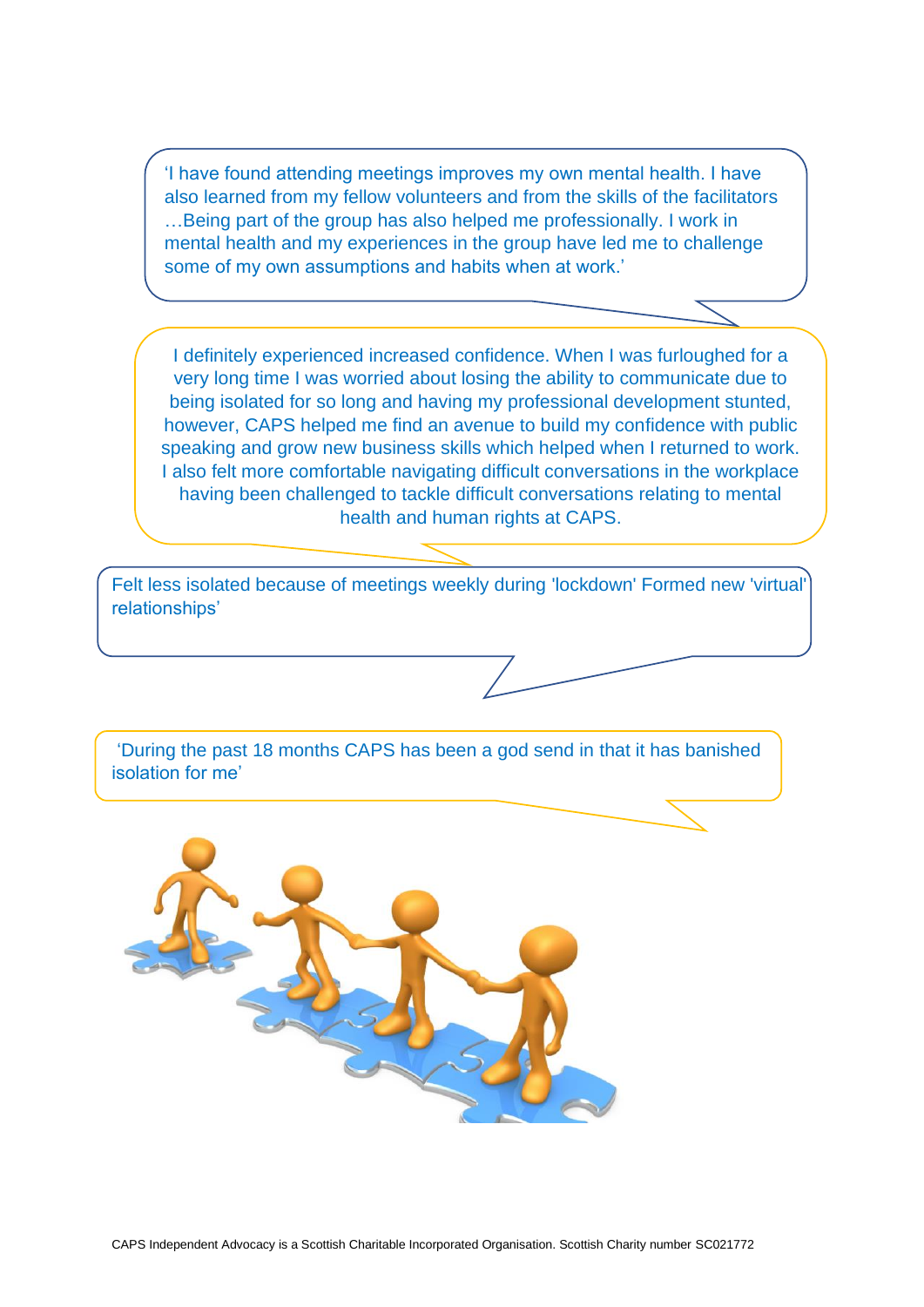‘I have found attending meetings improves my own mental health. I have also learned from my fellow volunteers and from the skills of the facilitators …Being part of the group has also helped me professionally. I work in mental health and my experiences in the group have led me to challenge some of my own assumptions and habits when at work.’

I definitely experienced increased confidence. When I was furloughed for a very long time I was worried about losing the ability to communicate due to being isolated for so long and having my professional development stunted, however, CAPS helped me find an avenue to build my confidence with public speaking and grow new business skills which helped when I returned to work. I also felt more comfortable navigating difficult conversations in the workplace having been challenged to tackle difficult conversations relating to mental health and human rights at CAPS.

Felt less isolated because of meetings weekly during 'lockdown' Formed new 'virtual' relationships’

‘During the past 18 months CAPS has been a god send in that it has banished isolation for me’

CAPS Independent Advocacy is a Scottish Charitable Incorporated Organisation. Scottish Charity number SC021772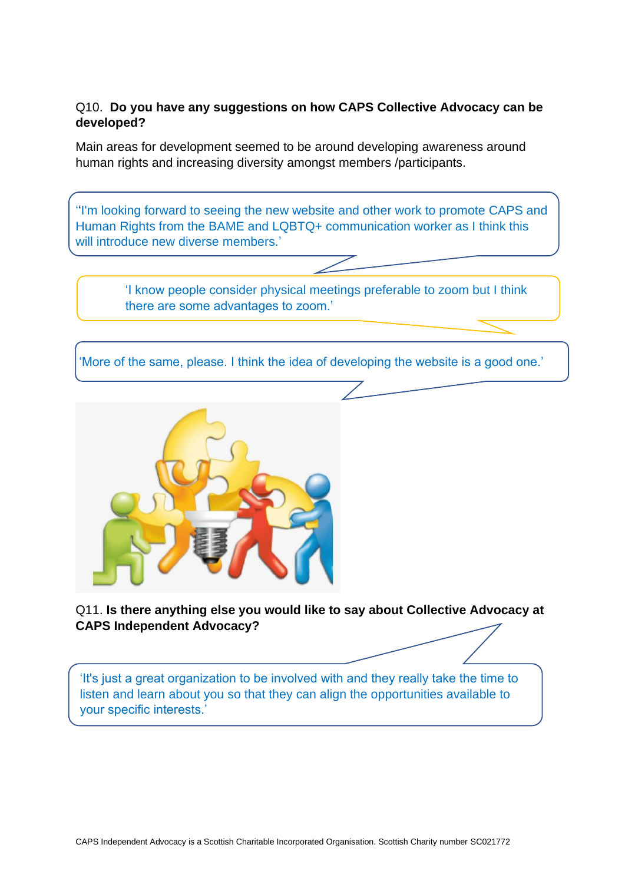Q10. **Do you have any suggestions on how CAPS Collective Advocacy can be developed?**

Main areas for development seemed to be around developing awareness around human rights and increasing diversity amongst members /participants.

> "'I'm looking forward to seeing the new website and other work to promote CAPS and Human Rights from the BAME and LQBTQ+ communication worker as I think this will introduce new diverse members.'

> 'I know people consider physical meetings preferable to zoom but I think there are some advantages to zoom.'

> 'More of the same, please. I think the idea of developing the website is a good one.'

Q11. **Is there anything else you would like to say about Collective Advocacy at CAPS Independent Advocacy?**

> 'It's just a great organization to be involved with and they really take the time to listen and learn about you so that they can align the opportunities available to your specific interests.'

CAPS Independent Advocacy is a Scottish Charitable Incorporated Organisation. Scottish Charity number SC021772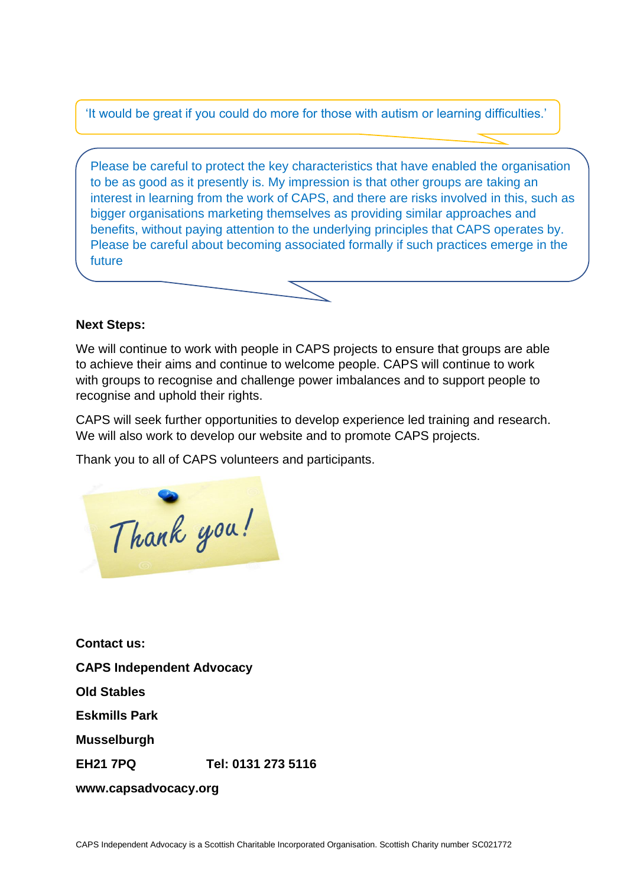‘It would be great if you could do more for those with autism or learning difficulties.’

Please be careful to protect the key characteristics that have enabled the organisation to be as good as it presently is. My impression is that other groups are taking an interest in learning from the work of CAPS, and there are risks involved in this, such as bigger organisations marketing themselves as providing similar approaches and benefits, without paying attention to the underlying principles that CAPS operates by. Please be careful about becoming associated formally if such practices emerge in the future

**Next Steps:**

We will continue to work with people in CAPS projects to ensure that groups are able to achieve their aims and continue to welcome people. CAPS will continue to work with groups to recognise and challenge power imbalances and to support people to recognise and uphold their rights.

CAPS will seek further opportunities to develop experience led training and research. We will also work to develop our website and to promote CAPS projects.

Thank you to all of CAPS volunteers and participants.

Thank you!

**Contact us:**

**CAPS Independent Advocacy**

**Old Stables**

**Eskmills Park**

**Musselburgh**

**EH21 7PQ** **Tel: 0131 273 5116**

**www.capsadvocacy.org**

CAPS Independent Advocacy is a Scottish Charitable Incorporated Organisation. Scottish Charity number SC021772